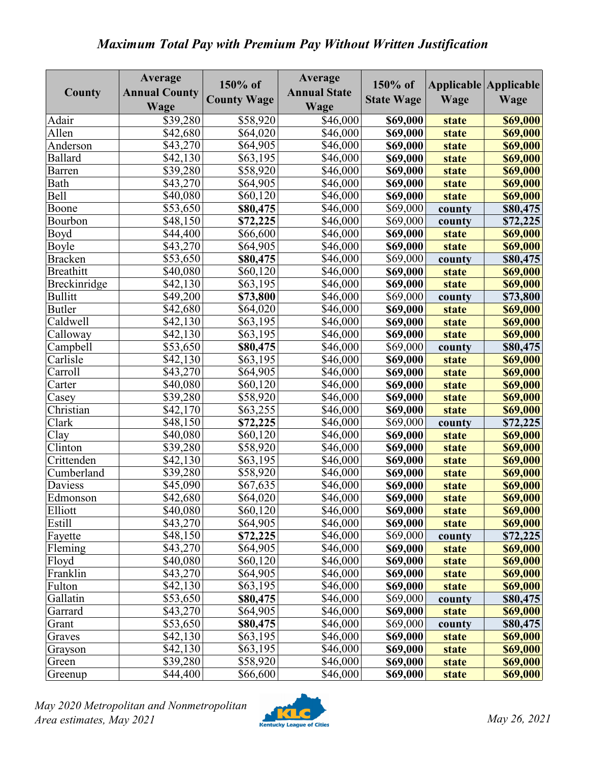## *Maximum Total Pay with Premium Pay Without Written Justification*

| County | Average Annual County Wage | 150% of County Wage | Average Annual State Wage | 150% of State Wage | Applicable Wage | Applicable Wage |
|---|---|---|---|---|---|---|
| Adair | $39,280 | $58,920 | $46,000 | **$69,000** | **state** | **$69,000** |
| Allen | $42,680 | $64,020 | $46,000 | **$69,000** | **state** | **$69,000** |
| Anderson | $43,270 | $64,905 | $46,000 | **$69,000** | **state** | **$69,000** |
| Ballard | $42,130 | $63,195 | $46,000 | **$69,000** | **state** | **$69,000** |
| Barren | $39,280 | $58,920 | $46,000 | **$69,000** | **state** | **$69,000** |
| Bath | $43,270 | $64,905 | $46,000 | **$69,000** | **state** | **$69,000** |
| Bell | $40,080 | $60,120 | $46,000 | **$69,000** | **state** | **$69,000** |
| Boone | $53,650 | **$80,475** | $46,000 | $69,000 | **county** | **$80,475** |
| Bourbon | $48,150 | **$72,225** | $46,000 | $69,000 | **county** | **$72,225** |
| Boyd | $44,400 | $66,600 | $46,000 | **$69,000** | **state** | **$69,000** |
| Boyle | $43,270 | $64,905 | $46,000 | **$69,000** | **state** | **$69,000** |
| Bracken | $53,650 | **$80,475** | $46,000 | $69,000 | **county** | **$80,475** |
| Breathitt | $40,080 | $60,120 | $46,000 | **$69,000** | **state** | **$69,000** |
| Breckinridge | $42,130 | $63,195 | $46,000 | **$69,000** | **state** | **$69,000** |
| Bullitt | $49,200 | **$73,800** | $46,000 | $69,000 | **county** | **$73,800** |
| Butler | $42,680 | $64,020 | $46,000 | **$69,000** | **state** | **$69,000** |
| Caldwell | $42,130 | $63,195 | $46,000 | **$69,000** | **state** | **$69,000** |
| Calloway | $42,130 | $63,195 | $46,000 | **$69,000** | **state** | **$69,000** |
| Campbell | $53,650 | **$80,475** | $46,000 | $69,000 | **county** | **$80,475** |
| Carlisle | $42,130 | $63,195 | $46,000 | **$69,000** | **state** | **$69,000** |
| Carroll | $43,270 | $64,905 | $46,000 | **$69,000** | **state** | **$69,000** |
| Carter | $40,080 | $60,120 | $46,000 | **$69,000** | **state** | **$69,000** |
| Casey | $39,280 | $58,920 | $46,000 | **$69,000** | **state** | **$69,000** |
| Christian | $42,170 | $63,255 | $46,000 | **$69,000** | **state** | **$69,000** |
| Clark | $48,150 | **$72,225** | $46,000 | $69,000 | **county** | **$72,225** |
| Clay | $40,080 | $60,120 | $46,000 | **$69,000** | **state** | **$69,000** |
| Clinton | $39,280 | $58,920 | $46,000 | **$69,000** | **state** | **$69,000** |
| Crittenden | $42,130 | $63,195 | $46,000 | **$69,000** | **state** | **$69,000** |
| Cumberland | $39,280 | $58,920 | $46,000 | **$69,000** | **state** | **$69,000** |
| Daviess | $45,090 | $67,635 | $46,000 | **$69,000** | **state** | **$69,000** |
| Edmonson | $42,680 | $64,020 | $46,000 | **$69,000** | **state** | **$69,000** |
| Elliott | $40,080 | $60,120 | $46,000 | **$69,000** | **state** | **$69,000** |
| Estill | $43,270 | $64,905 | $46,000 | **$69,000** | **state** | **$69,000** |
| Fayette | $48,150 | **$72,225** | $46,000 | $69,000 | **county** | **$72,225** |
| Fleming | $43,270 | $64,905 | $46,000 | **$69,000** | **state** | **$69,000** |
| Floyd | $40,080 | $60,120 | $46,000 | **$69,000** | **state** | **$69,000** |
| Franklin | $43,270 | $64,905 | $46,000 | **$69,000** | **state** | **$69,000** |
| Fulton | $42,130 | $63,195 | $46,000 | **$69,000** | **state** | **$69,000** |
| Gallatin | $53,650 | **$80,475** | $46,000 | $69,000 | **county** | **$80,475** |
| Garrard | $43,270 | $64,905 | $46,000 | **$69,000** | **state** | **$69,000** |
| Grant | $53,650 | **$80,475** | $46,000 | $69,000 | **county** | **$80,475** |
| Graves | $42,130 | $63,195 | $46,000 | **$69,000** | **state** | **$69,000** |
| Grayson | $42,130 | $63,195 | $46,000 | **$69,000** | **state** | **$69,000** |
| Green | $39,280 | $58,920 | $46,000 | **$69,000** | **state** | **$69,000** |
| Greenup | $44,400 | $66,600 | $46,000 | **$69,000** | **state** | **$69,000** |

*May 2020 Metropolitan and Nonmetropolitan Area estimates, May 2021*

Kentucky League of Cities

*May 26, 2021*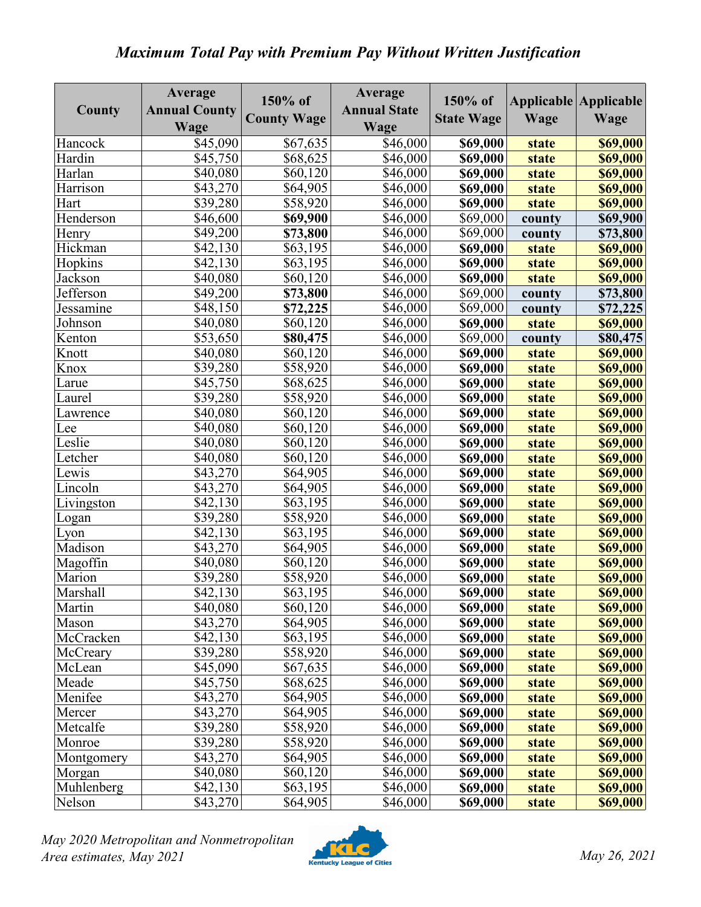## *Maximum Total Pay with Premium Pay Without Written Justification*

| County | Average Annual County Wage | 150% of County Wage | Average Annual State Wage | 150% of State Wage | Applicable Wage | Applicable Wage |
|---|---|---|---|---|---|---|
| Hancock | $45,090 | $67,635 | $46,000 | **$69,000** | **state** | **$69,000** |
| Hardin | $45,750 | $68,625 | $46,000 | **$69,000** | **state** | **$69,000** |
| Harlan | $40,080 | $60,120 | $46,000 | **$69,000** | **state** | **$69,000** |
| Harrison | $43,270 | $64,905 | $46,000 | **$69,000** | **state** | **$69,000** |
| Hart | $39,280 | $58,920 | $46,000 | **$69,000** | **state** | **$69,000** |
| Henderson | $46,600 | **$69,900** | $46,000 | $69,000 | **county** | **$69,900** |
| Henry | $49,200 | **$73,800** | $46,000 | $69,000 | **county** | **$73,800** |
| Hickman | $42,130 | $63,195 | $46,000 | **$69,000** | **state** | **$69,000** |
| Hopkins | $42,130 | $63,195 | $46,000 | **$69,000** | **state** | **$69,000** |
| Jackson | $40,080 | $60,120 | $46,000 | **$69,000** | **state** | **$69,000** |
| Jefferson | $49,200 | **$73,800** | $46,000 | $69,000 | **county** | **$73,800** |
| Jessamine | $48,150 | **$72,225** | $46,000 | $69,000 | **county** | **$72,225** |
| Johnson | $40,080 | $60,120 | $46,000 | **$69,000** | **state** | **$69,000** |
| Kenton | $53,650 | **$80,475** | $46,000 | $69,000 | **county** | **$80,475** |
| Knott | $40,080 | $60,120 | $46,000 | **$69,000** | **state** | **$69,000** |
| Knox | $39,280 | $58,920 | $46,000 | **$69,000** | **state** | **$69,000** |
| Larue | $45,750 | $68,625 | $46,000 | **$69,000** | **state** | **$69,000** |
| Laurel | $39,280 | $58,920 | $46,000 | **$69,000** | **state** | **$69,000** |
| Lawrence | $40,080 | $60,120 | $46,000 | **$69,000** | **state** | **$69,000** |
| Lee | $40,080 | $60,120 | $46,000 | **$69,000** | **state** | **$69,000** |
| Leslie | $40,080 | $60,120 | $46,000 | **$69,000** | **state** | **$69,000** |
| Letcher | $40,080 | $60,120 | $46,000 | **$69,000** | **state** | **$69,000** |
| Lewis | $43,270 | $64,905 | $46,000 | **$69,000** | **state** | **$69,000** |
| Lincoln | $43,270 | $64,905 | $46,000 | **$69,000** | **state** | **$69,000** |
| Livingston | $42,130 | $63,195 | $46,000 | **$69,000** | **state** | **$69,000** |
| Logan | $39,280 | $58,920 | $46,000 | **$69,000** | **state** | **$69,000** |
| Lyon | $42,130 | $63,195 | $46,000 | **$69,000** | **state** | **$69,000** |
| Madison | $43,270 | $64,905 | $46,000 | **$69,000** | **state** | **$69,000** |
| Magoffin | $40,080 | $60,120 | $46,000 | **$69,000** | **state** | **$69,000** |
| Marion | $39,280 | $58,920 | $46,000 | **$69,000** | **state** | **$69,000** |
| Marshall | $42,130 | $63,195 | $46,000 | **$69,000** | **state** | **$69,000** |
| Martin | $40,080 | $60,120 | $46,000 | **$69,000** | **state** | **$69,000** |
| Mason | $43,270 | $64,905 | $46,000 | **$69,000** | **state** | **$69,000** |
| McCracken | $42,130 | $63,195 | $46,000 | **$69,000** | **state** | **$69,000** |
| McCreary | $39,280 | $58,920 | $46,000 | **$69,000** | **state** | **$69,000** |
| McLean | $45,090 | $67,635 | $46,000 | **$69,000** | **state** | **$69,000** |
| Meade | $45,750 | $68,625 | $46,000 | **$69,000** | **state** | **$69,000** |
| Menifee | $43,270 | $64,905 | $46,000 | **$69,000** | **state** | **$69,000** |
| Mercer | $43,270 | $64,905 | $46,000 | **$69,000** | **state** | **$69,000** |
| Metcalfe | $39,280 | $58,920 | $46,000 | **$69,000** | **state** | **$69,000** |
| Monroe | $39,280 | $58,920 | $46,000 | **$69,000** | **state** | **$69,000** |
| Montgomery | $43,270 | $64,905 | $46,000 | **$69,000** | **state** | **$69,000** |
| Morgan | $40,080 | $60,120 | $46,000 | **$69,000** | **state** | **$69,000** |
| Muhlenberg | $42,130 | $63,195 | $46,000 | **$69,000** | **state** | **$69,000** |
| Nelson | $43,270 | $64,905 | $46,000 | **$69,000** | **state** | **$69,000** |

*May 2020 Metropolitan and Nonmetropolitan Area estimates, May 2021*

Kentucky League of Cities

*May 26, 2021*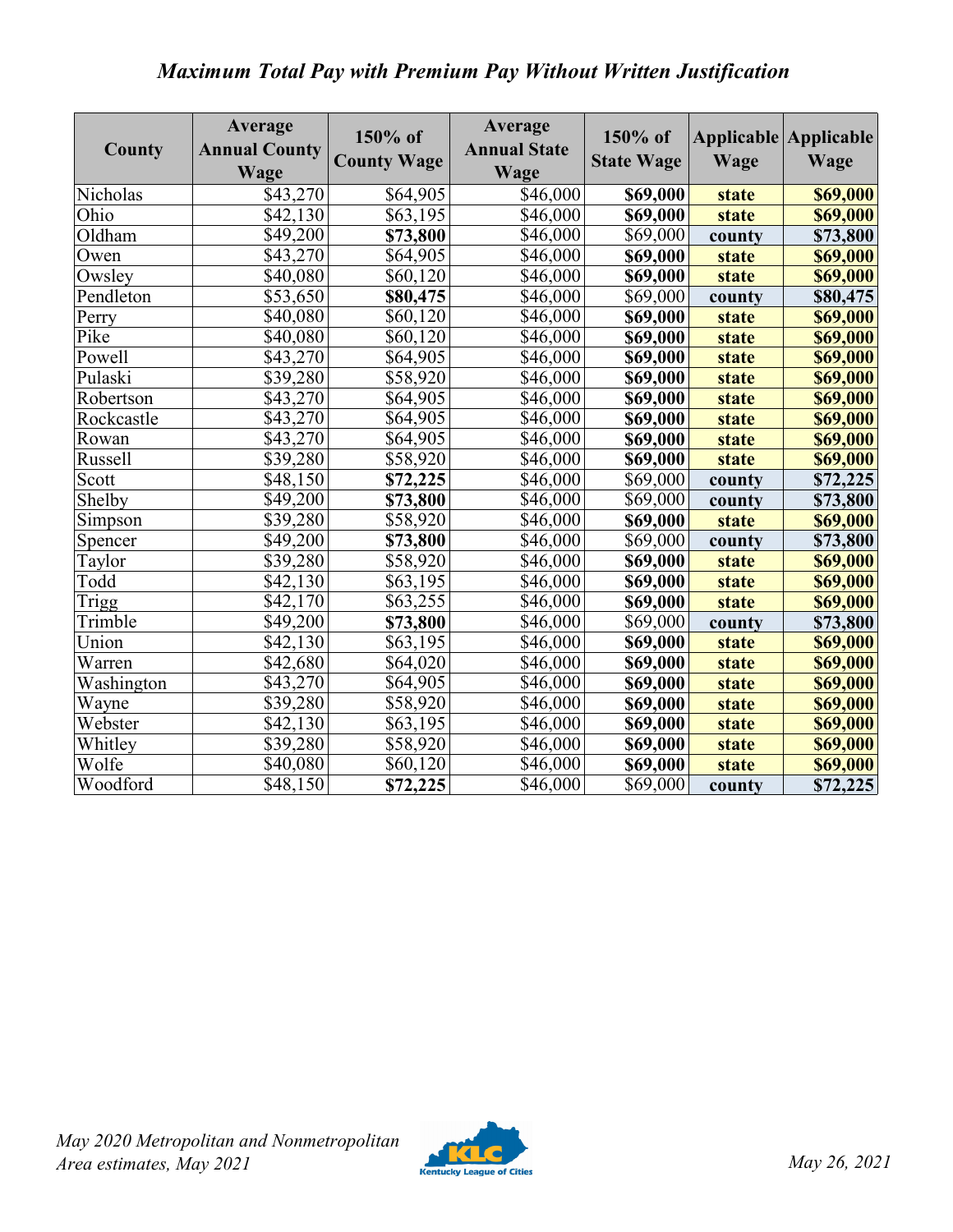*Maximum Total Pay with Premium Pay Without Written Justification*

| County | Average Annual County Wage | 150% of County Wage | Average Annual State Wage | 150% of State Wage | Applicable Wage | Applicable Wage |
|---|---|---|---|---|---|---|
| Nicholas | $43,270 | $64,905 | $46,000 | **$69,000** | **state** | **$69,000** |
| Ohio | $42,130 | $63,195 | $46,000 | **$69,000** | **state** | **$69,000** |
| Oldham | $49,200 | **$73,800** | $46,000 | $69,000 | **county** | **$73,800** |
| Owen | $43,270 | $64,905 | $46,000 | **$69,000** | **state** | **$69,000** |
| Owsley | $40,080 | $60,120 | $46,000 | **$69,000** | **state** | **$69,000** |
| Pendleton | $53,650 | **$80,475** | $46,000 | $69,000 | **county** | **$80,475** |
| Perry | $40,080 | $60,120 | $46,000 | **$69,000** | **state** | **$69,000** |
| Pike | $40,080 | $60,120 | $46,000 | **$69,000** | **state** | **$69,000** |
| Powell | $43,270 | $64,905 | $46,000 | **$69,000** | **state** | **$69,000** |
| Pulaski | $39,280 | $58,920 | $46,000 | **$69,000** | **state** | **$69,000** |
| Robertson | $43,270 | $64,905 | $46,000 | **$69,000** | **state** | **$69,000** |
| Rockcastle | $43,270 | $64,905 | $46,000 | **$69,000** | **state** | **$69,000** |
| Rowan | $43,270 | $64,905 | $46,000 | **$69,000** | **state** | **$69,000** |
| Russell | $39,280 | $58,920 | $46,000 | **$69,000** | **state** | **$69,000** |
| Scott | $48,150 | **$72,225** | $46,000 | $69,000 | **county** | **$72,225** |
| Shelby | $49,200 | **$73,800** | $46,000 | $69,000 | **county** | **$73,800** |
| Simpson | $39,280 | $58,920 | $46,000 | **$69,000** | **state** | **$69,000** |
| Spencer | $49,200 | **$73,800** | $46,000 | $69,000 | **county** | **$73,800** |
| Taylor | $39,280 | $58,920 | $46,000 | **$69,000** | **state** | **$69,000** |
| Todd | $42,130 | $63,195 | $46,000 | **$69,000** | **state** | **$69,000** |
| Trigg | $42,170 | $63,255 | $46,000 | **$69,000** | **state** | **$69,000** |
| Trimble | $49,200 | **$73,800** | $46,000 | $69,000 | **county** | **$73,800** |
| Union | $42,130 | $63,195 | $46,000 | **$69,000** | **state** | **$69,000** |
| Warren | $42,680 | $64,020 | $46,000 | **$69,000** | **state** | **$69,000** |
| Washington | $43,270 | $64,905 | $46,000 | **$69,000** | **state** | **$69,000** |
| Wayne | $39,280 | $58,920 | $46,000 | **$69,000** | **state** | **$69,000** |
| Webster | $42,130 | $63,195 | $46,000 | **$69,000** | **state** | **$69,000** |
| Whitley | $39,280 | $58,920 | $46,000 | **$69,000** | **state** | **$69,000** |
| Wolfe | $40,080 | $60,120 | $46,000 | **$69,000** | **state** | **$69,000** |
| Woodford | $48,150 | **$72,225** | $46,000 | $69,000 | **county** | **$72,225** |

*May 2020 Metropolitan and Nonmetropolitan Area estimates, May 2021*

Kentucky League of Cities

*May 26, 2021*